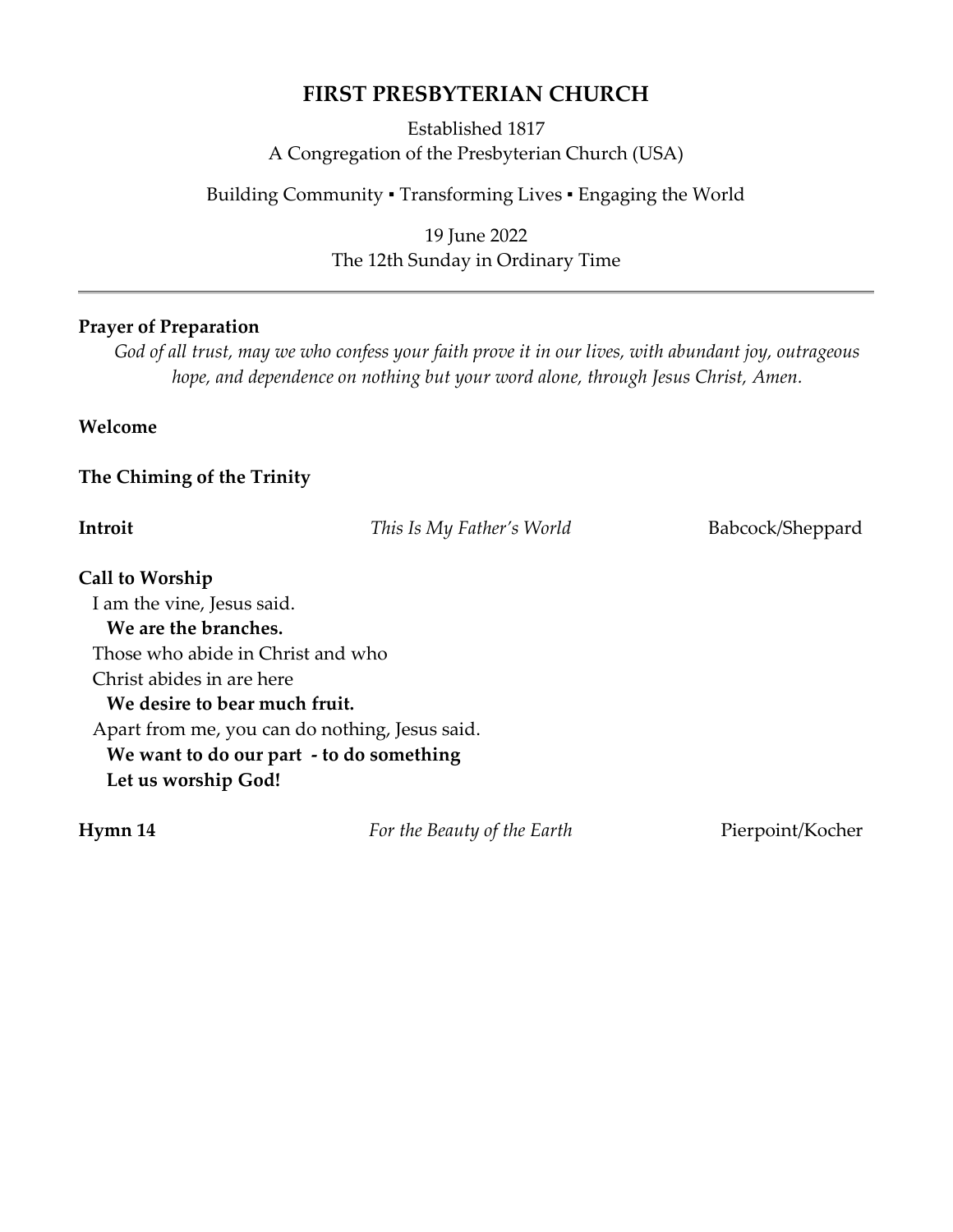# FIRST PRESBYTERIAN CHURCH

Established 1817
A Congregation of the Presbyterian Church (USA)

Building Community ▪ Transforming Lives ▪ Engaging the World

19 June 2022
The 12th Sunday in Ordinary Time

---

**Prayer of Preparation**

*God of all trust, may we who confess your faith prove it in our lives, with abundant joy, outrageous hope, and dependence on nothing but your word alone, through Jesus Christ, Amen.*

**Welcome**

**The Chiming of the Trinity**

**Introit** *This Is My Father's World* Babcock/Sheppard

**Call to Worship**

I am the vine, Jesus said.
**We are the branches.**
Those who abide in Christ and who
Christ abides in are here
**We desire to bear much fruit.**
Apart from me, you can do nothing, Jesus said.
**We want to do our part - to do something**
**Let us worship God!**

**Hymn 14** *For the Beauty of the Earth* Pierpoint/Kocher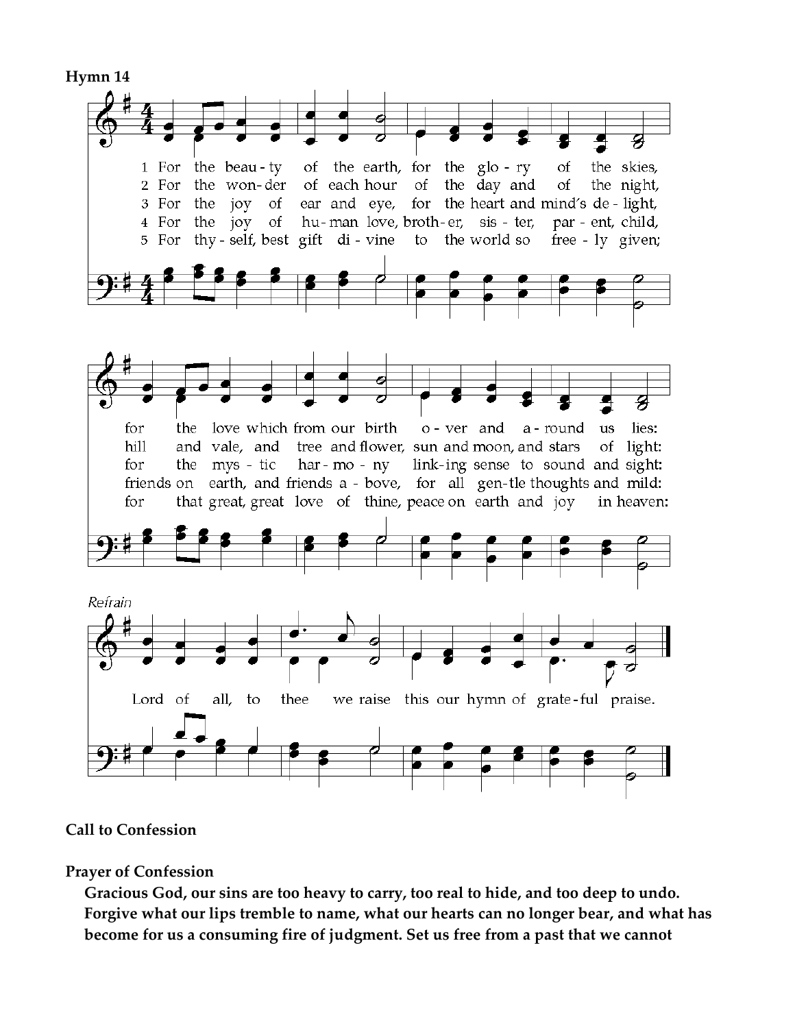**Hymn 14**

1 For the beauty of the earth, for the glory of the skies,
for the love which from our birth over and around us lies:

2 For the wonder of each hour of the day and of the night,
hill and vale, and tree and flower, sun and moon, and stars of light:

3 For the joy of ear and eye, for the heart and mind's delight,
for the mystic harmony linking sense to sound and sight:

4 For the joy of human love, brother, sister, parent, child,
friends on earth, and friends above, for all gentle thoughts and mild:

5 For thyself, best gift divine to the world so freely given;
for that great, great love of thine, peace on earth and joy in heaven:

*Refrain*
Lord of all, to thee we raise this our hymn of grateful praise.

**Call to Confession**

**Prayer of Confession**

**Gracious God, our sins are too heavy to carry, too real to hide, and too deep to undo. Forgive what our lips tremble to name, what our hearts can no longer bear, and what has become for us a consuming fire of judgment. Set us free from a past that we cannot**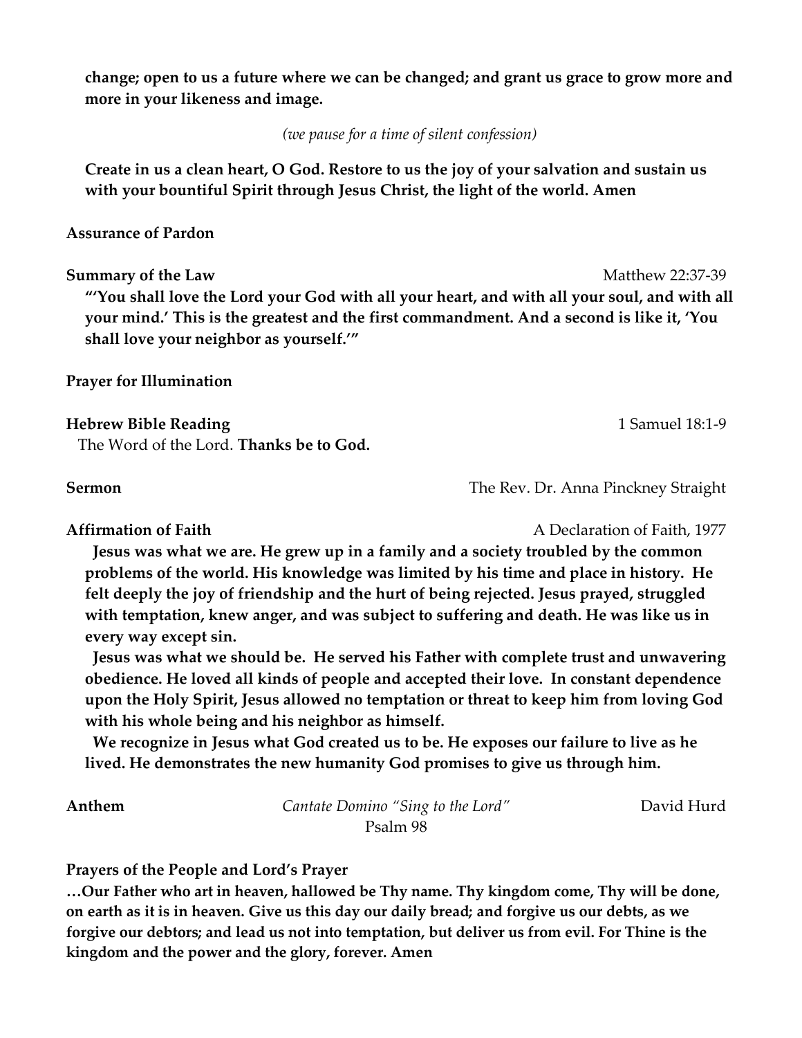**change; open to us a future where we can be changed; and grant us grace to grow more and more in your likeness and image.**

*(we pause for a time of silent confession)*

**Create in us a clean heart, O God. Restore to us the joy of your salvation and sustain us with your bountiful Spirit through Jesus Christ, the light of the world. Amen**

**Assurance of Pardon**

**Summary of the Law** Matthew 22:37-39

**"'You shall love the Lord your God with all your heart, and with all your soul, and with all your mind.' This is the greatest and the first commandment. And a second is like it, 'You shall love your neighbor as yourself.'"**

**Prayer for Illumination**

**Hebrew Bible Reading** 1 Samuel 18:1-9

The Word of the Lord. **Thanks be to God.**

**Sermon** The Rev. Dr. Anna Pinckney Straight

**Affirmation of Faith** A Declaration of Faith, 1977

**Jesus was what we are. He grew up in a family and a society troubled by the common problems of the world. His knowledge was limited by his time and place in history. He felt deeply the joy of friendship and the hurt of being rejected. Jesus prayed, struggled with temptation, knew anger, and was subject to suffering and death. He was like us in every way except sin.**

**Jesus was what we should be. He served his Father with complete trust and unwavering obedience. He loved all kinds of people and accepted their love. In constant dependence upon the Holy Spirit, Jesus allowed no temptation or threat to keep him from loving God with his whole being and his neighbor as himself.**

**We recognize in Jesus what God created us to be. He exposes our failure to live as he lived. He demonstrates the new humanity God promises to give us through him.**

**Anthem** *Cantate Domino "Sing to the Lord"* David Hurd
Psalm 98

**Prayers of the People and Lord's Prayer**

**…Our Father who art in heaven, hallowed be Thy name. Thy kingdom come, Thy will be done, on earth as it is in heaven. Give us this day our daily bread; and forgive us our debts, as we forgive our debtors; and lead us not into temptation, but deliver us from evil. For Thine is the kingdom and the power and the glory, forever. Amen**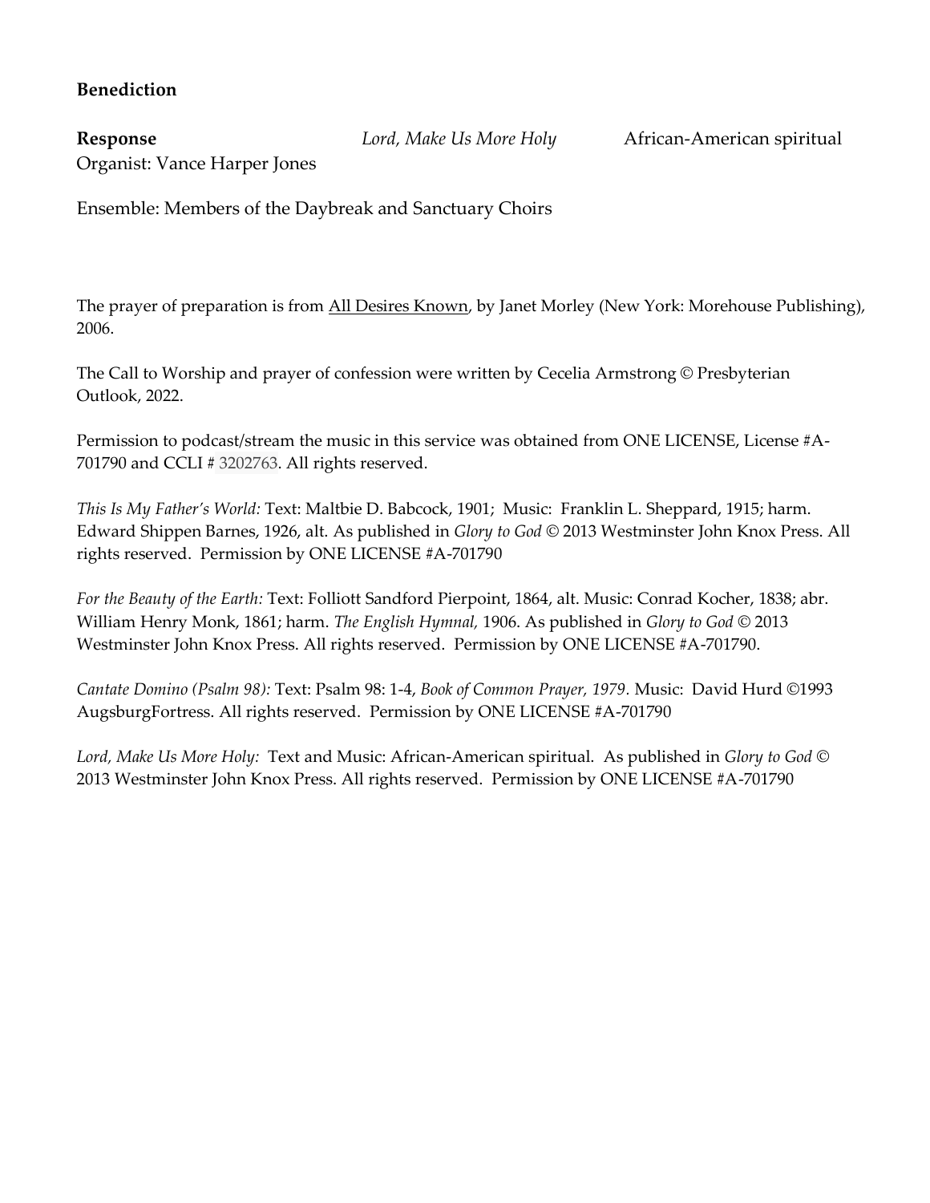**Benediction**

**Response** *Lord, Make Us More Holy* African-American spiritual

Organist: Vance Harper Jones

Ensemble: Members of the Daybreak and Sanctuary Choirs

The prayer of preparation is from All Desires Known, by Janet Morley (New York: Morehouse Publishing), 2006.

The Call to Worship and prayer of confession were written by Cecelia Armstrong © Presbyterian Outlook, 2022.

Permission to podcast/stream the music in this service was obtained from ONE LICENSE, License #A-701790 and CCLI # 3202763. All rights reserved.

*This Is My Father's World:* Text: Maltbie D. Babcock, 1901; Music: Franklin L. Sheppard, 1915; harm. Edward Shippen Barnes, 1926, alt. As published in *Glory to God* © 2013 Westminster John Knox Press. All rights reserved. Permission by ONE LICENSE #A-701790

*For the Beauty of the Earth:* Text: Folliott Sandford Pierpoint, 1864, alt. Music: Conrad Kocher, 1838; abr. William Henry Monk, 1861; harm. *The English Hymnal,* 1906. As published in *Glory to God* © 2013 Westminster John Knox Press. All rights reserved. Permission by ONE LICENSE #A-701790.

*Cantate Domino (Psalm 98):* Text: Psalm 98: 1-4, *Book of Common Prayer, 1979*. Music: David Hurd ©1993 AugsburgFortress. All rights reserved. Permission by ONE LICENSE #A-701790

*Lord, Make Us More Holy:* Text and Music: African-American spiritual. As published in *Glory to God* © 2013 Westminster John Knox Press. All rights reserved. Permission by ONE LICENSE #A-701790